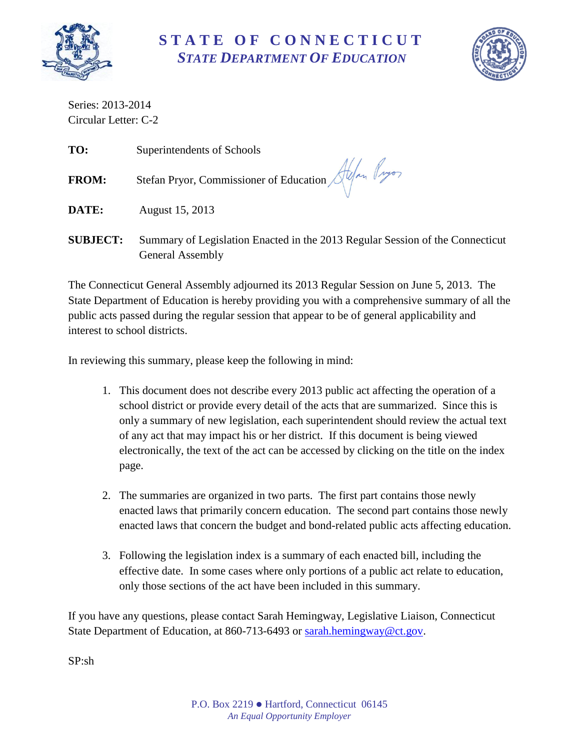# STATE OF CONNECTICUT
## *STATE DEPARTMENT OF EDUCATION*

Series: 2013-2014
Circular Letter: C-2

**TO:** Superintendents of Schools

**FROM:** Stefan Pryor, Commissioner of Education

**DATE:** August 15, 2013

**SUBJECT:** Summary of Legislation Enacted in the 2013 Regular Session of the Connecticut General Assembly

The Connecticut General Assembly adjourned its 2013 Regular Session on June 5, 2013. The State Department of Education is hereby providing you with a comprehensive summary of all the public acts passed during the regular session that appear to be of general applicability and interest to school districts.

In reviewing this summary, please keep the following in mind:

1. This document does not describe every 2013 public act affecting the operation of a school district or provide every detail of the acts that are summarized. Since this is only a summary of new legislation, each superintendent should review the actual text of any act that may impact his or her district. If this document is being viewed electronically, the text of the act can be accessed by clicking on the title on the index page.

2. The summaries are organized in two parts. The first part contains those newly enacted laws that primarily concern education. The second part contains those newly enacted laws that concern the budget and bond-related public acts affecting education.

3. Following the legislation index is a summary of each enacted bill, including the effective date. In some cases where only portions of a public act relate to education, only those sections of the act have been included in this summary.

If you have any questions, please contact Sarah Hemingway, Legislative Liaison, Connecticut State Department of Education, at 860-713-6493 or sarah.hemingway@ct.gov.

SP:sh

P.O. Box 2219 ● Hartford, Connecticut 06145
*An Equal Opportunity Employer*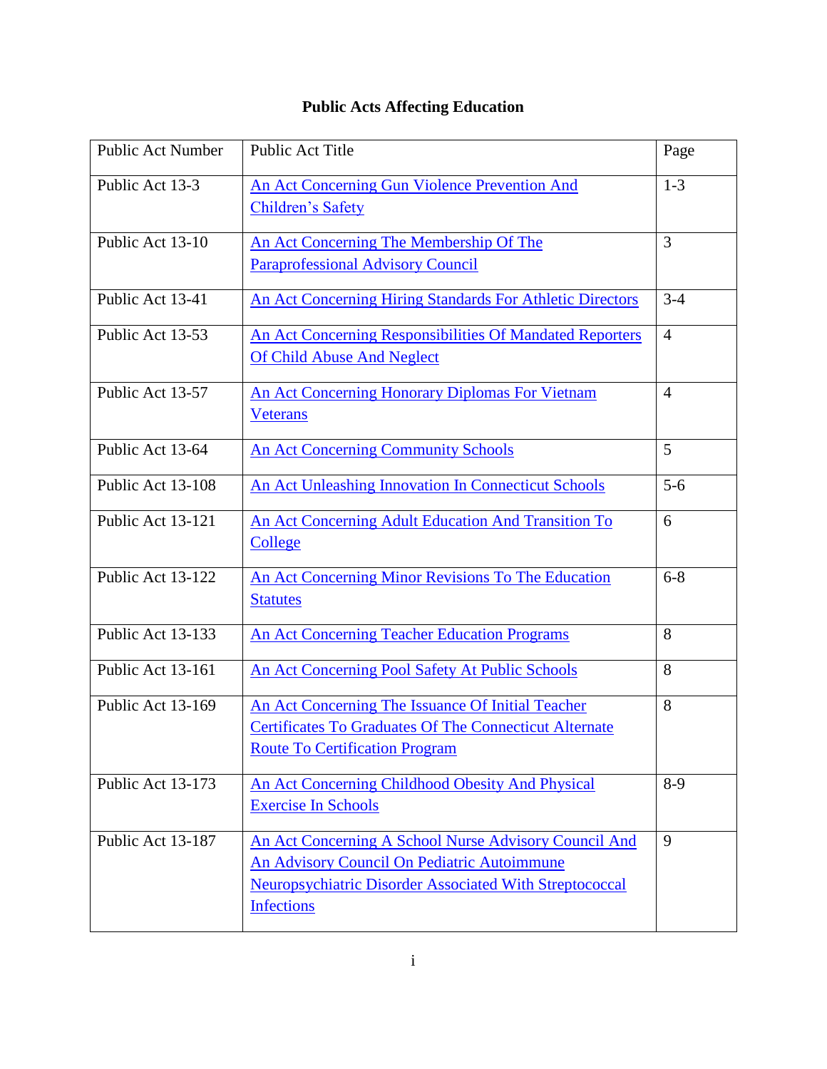# Public Acts Affecting Education

| Public Act Number | Public Act Title | Page |
| --- | --- | --- |
| Public Act 13-3 | An Act Concerning Gun Violence Prevention And Children's Safety | 1-3 |
| Public Act 13-10 | An Act Concerning The Membership Of The Paraprofessional Advisory Council | 3 |
| Public Act 13-41 | An Act Concerning Hiring Standards For Athletic Directors | 3-4 |
| Public Act 13-53 | An Act Concerning Responsibilities Of Mandated Reporters Of Child Abuse And Neglect | 4 |
| Public Act 13-57 | An Act Concerning Honorary Diplomas For Vietnam Veterans | 4 |
| Public Act 13-64 | An Act Concerning Community Schools | 5 |
| Public Act 13-108 | An Act Unleashing Innovation In Connecticut Schools | 5-6 |
| Public Act 13-121 | An Act Concerning Adult Education And Transition To College | 6 |
| Public Act 13-122 | An Act Concerning Minor Revisions To The Education Statutes | 6-8 |
| Public Act 13-133 | An Act Concerning Teacher Education Programs | 8 |
| Public Act 13-161 | An Act Concerning Pool Safety At Public Schools | 8 |
| Public Act 13-169 | An Act Concerning The Issuance Of Initial Teacher Certificates To Graduates Of The Connecticut Alternate Route To Certification Program | 8 |
| Public Act 13-173 | An Act Concerning Childhood Obesity And Physical Exercise In Schools | 8-9 |
| Public Act 13-187 | An Act Concerning A School Nurse Advisory Council And An Advisory Council On Pediatric Autoimmune Neuropsychiatric Disorder Associated With Streptococcal Infections | 9 |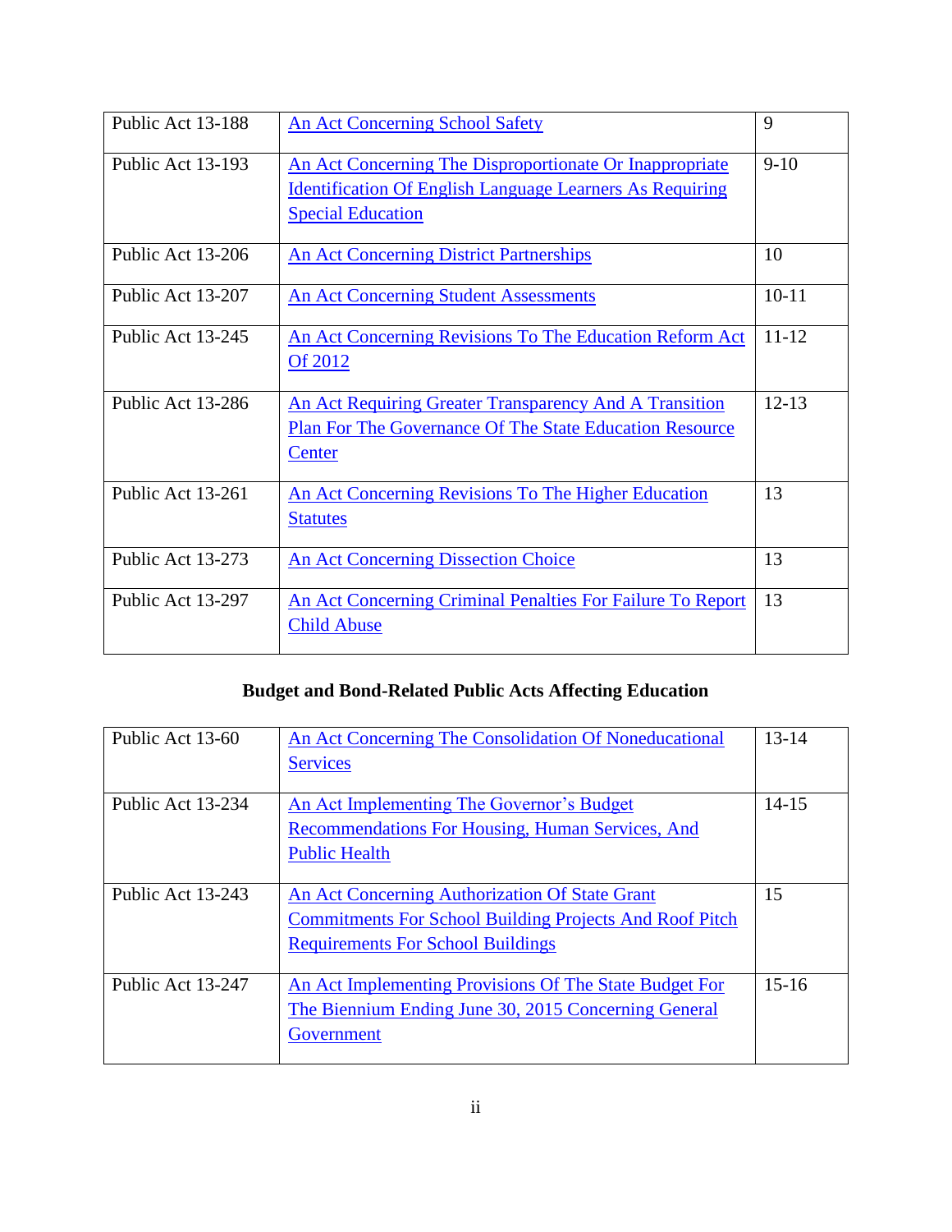| | | |
|---|---|---|
| Public Act 13-188 | An Act Concerning School Safety | 9 |
| Public Act 13-193 | An Act Concerning The Disproportionate Or Inappropriate Identification Of English Language Learners As Requiring Special Education | 9-10 |
| Public Act 13-206 | An Act Concerning District Partnerships | 10 |
| Public Act 13-207 | An Act Concerning Student Assessments | 10-11 |
| Public Act 13-245 | An Act Concerning Revisions To The Education Reform Act Of 2012 | 11-12 |
| Public Act 13-286 | An Act Requiring Greater Transparency And A Transition Plan For The Governance Of The State Education Resource Center | 12-13 |
| Public Act 13-261 | An Act Concerning Revisions To The Higher Education Statutes | 13 |
| Public Act 13-273 | An Act Concerning Dissection Choice | 13 |
| Public Act 13-297 | An Act Concerning Criminal Penalties For Failure To Report Child Abuse | 13 |

**Budget and Bond-Related Public Acts Affecting Education**

| | | |
|---|---|---|
| Public Act 13-60 | An Act Concerning The Consolidation Of Noneducational Services | 13-14 |
| Public Act 13-234 | An Act Implementing The Governor's Budget Recommendations For Housing, Human Services, And Public Health | 14-15 |
| Public Act 13-243 | An Act Concerning Authorization Of State Grant Commitments For School Building Projects And Roof Pitch Requirements For School Buildings | 15 |
| Public Act 13-247 | An Act Implementing Provisions Of The State Budget For The Biennium Ending June 30, 2015 Concerning General Government | 15-16 |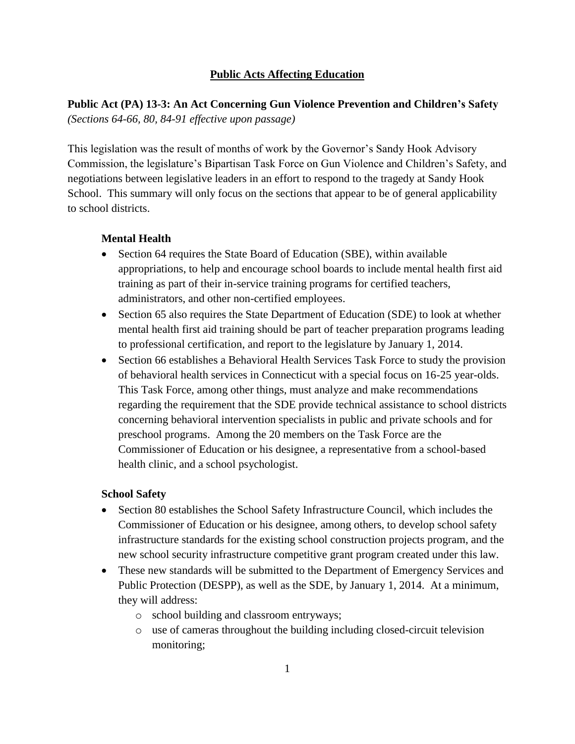# Public Acts Affecting Education

## Public Act (PA) 13-3: An Act Concerning Gun Violence Prevention and Children's Safety

*(Sections 64-66, 80, 84-91 effective upon passage)*

This legislation was the result of months of work by the Governor's Sandy Hook Advisory Commission, the legislature's Bipartisan Task Force on Gun Violence and Children's Safety, and negotiations between legislative leaders in an effort to respond to the tragedy at Sandy Hook School. This summary will only focus on the sections that appear to be of general applicability to school districts.

### Mental Health

- Section 64 requires the State Board of Education (SBE), within available appropriations, to help and encourage school boards to include mental health first aid training as part of their in-service training programs for certified teachers, administrators, and other non-certified employees.
- Section 65 also requires the State Department of Education (SDE) to look at whether mental health first aid training should be part of teacher preparation programs leading to professional certification, and report to the legislature by January 1, 2014.
- Section 66 establishes a Behavioral Health Services Task Force to study the provision of behavioral health services in Connecticut with a special focus on 16-25 year-olds. This Task Force, among other things, must analyze and make recommendations regarding the requirement that the SDE provide technical assistance to school districts concerning behavioral intervention specialists in public and private schools and for preschool programs. Among the 20 members on the Task Force are the Commissioner of Education or his designee, a representative from a school-based health clinic, and a school psychologist.

### School Safety

- Section 80 establishes the School Safety Infrastructure Council, which includes the Commissioner of Education or his designee, among others, to develop school safety infrastructure standards for the existing school construction projects program, and the new school security infrastructure competitive grant program created under this law.
- These new standards will be submitted to the Department of Emergency Services and Public Protection (DESPP), as well as the SDE, by January 1, 2014. At a minimum, they will address:
  - school building and classroom entryways;
  - use of cameras throughout the building including closed-circuit television monitoring;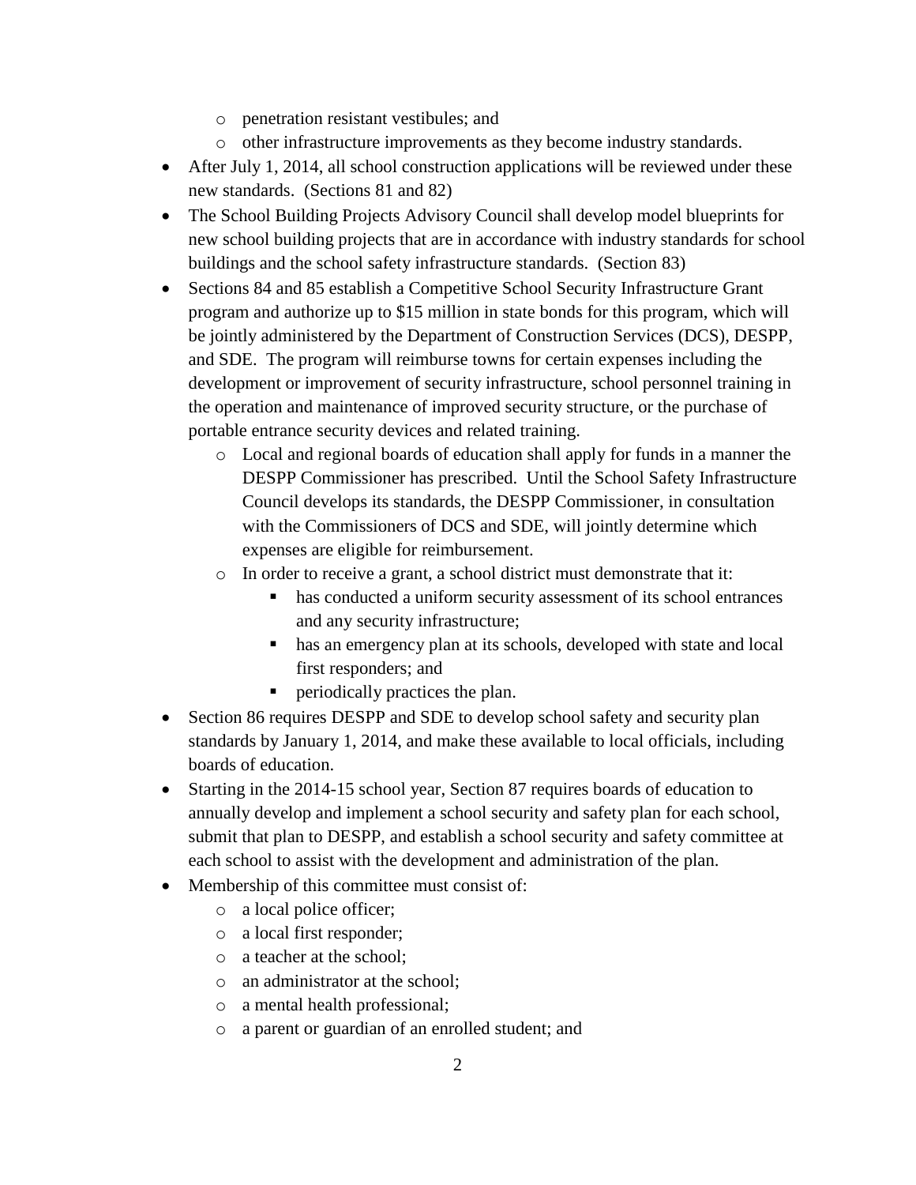- penetration resistant vestibules; and
    - other infrastructure improvements as they become industry standards.
- After July 1, 2014, all school construction applications will be reviewed under these new standards. (Sections 81 and 82)
- The School Building Projects Advisory Council shall develop model blueprints for new school building projects that are in accordance with industry standards for school buildings and the school safety infrastructure standards. (Section 83)
- Sections 84 and 85 establish a Competitive School Security Infrastructure Grant program and authorize up to $15 million in state bonds for this program, which will be jointly administered by the Department of Construction Services (DCS), DESPP, and SDE. The program will reimburse towns for certain expenses including the development or improvement of security infrastructure, school personnel training in the operation and maintenance of improved security structure, or the purchase of portable entrance security devices and related training.
    - Local and regional boards of education shall apply for funds in a manner the DESPP Commissioner has prescribed. Until the School Safety Infrastructure Council develops its standards, the DESPP Commissioner, in consultation with the Commissioners of DCS and SDE, will jointly determine which expenses are eligible for reimbursement.
    - In order to receive a grant, a school district must demonstrate that it:
        - has conducted a uniform security assessment of its school entrances and any security infrastructure;
        - has an emergency plan at its schools, developed with state and local first responders; and
        - periodically practices the plan.
- Section 86 requires DESPP and SDE to develop school safety and security plan standards by January 1, 2014, and make these available to local officials, including boards of education.
- Starting in the 2014-15 school year, Section 87 requires boards of education to annually develop and implement a school security and safety plan for each school, submit that plan to DESPP, and establish a school security and safety committee at each school to assist with the development and administration of the plan.
- Membership of this committee must consist of:
    - a local police officer;
    - a local first responder;
    - a teacher at the school;
    - an administrator at the school;
    - a mental health professional;
    - a parent or guardian of an enrolled student; and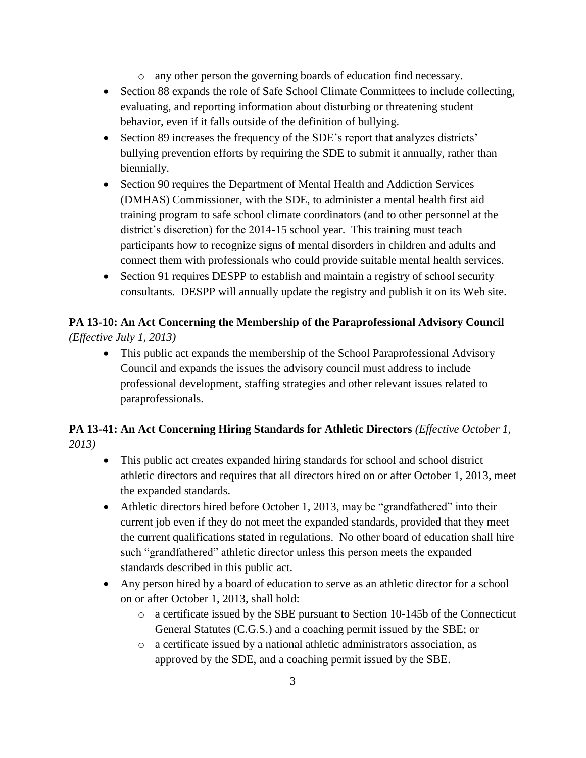- any other person the governing boards of education find necessary.
- Section 88 expands the role of Safe School Climate Committees to include collecting, evaluating, and reporting information about disturbing or threatening student behavior, even if it falls outside of the definition of bullying.
- Section 89 increases the frequency of the SDE's report that analyzes districts' bullying prevention efforts by requiring the SDE to submit it annually, rather than biennially.
- Section 90 requires the Department of Mental Health and Addiction Services (DMHAS) Commissioner, with the SDE, to administer a mental health first aid training program to safe school climate coordinators (and to other personnel at the district's discretion) for the 2014-15 school year. This training must teach participants how to recognize signs of mental disorders in children and adults and connect them with professionals who could provide suitable mental health services.
- Section 91 requires DESPP to establish and maintain a registry of school security consultants. DESPP will annually update the registry and publish it on its Web site.

**PA 13-10: An Act Concerning the Membership of the Paraprofessional Advisory Council** *(Effective July 1, 2013)*

- This public act expands the membership of the School Paraprofessional Advisory Council and expands the issues the advisory council must address to include professional development, staffing strategies and other relevant issues related to paraprofessionals.

**PA 13-41: An Act Concerning Hiring Standards for Athletic Directors** *(Effective October 1, 2013)*

- This public act creates expanded hiring standards for school and school district athletic directors and requires that all directors hired on or after October 1, 2013, meet the expanded standards.
- Athletic directors hired before October 1, 2013, may be "grandfathered" into their current job even if they do not meet the expanded standards, provided that they meet the current qualifications stated in regulations. No other board of education shall hire such "grandfathered" athletic director unless this person meets the expanded standards described in this public act.
- Any person hired by a board of education to serve as an athletic director for a school on or after October 1, 2013, shall hold:
  - a certificate issued by the SBE pursuant to Section 10-145b of the Connecticut General Statutes (C.G.S.) and a coaching permit issued by the SBE; or
  - a certificate issued by a national athletic administrators association, as approved by the SDE, and a coaching permit issued by the SBE.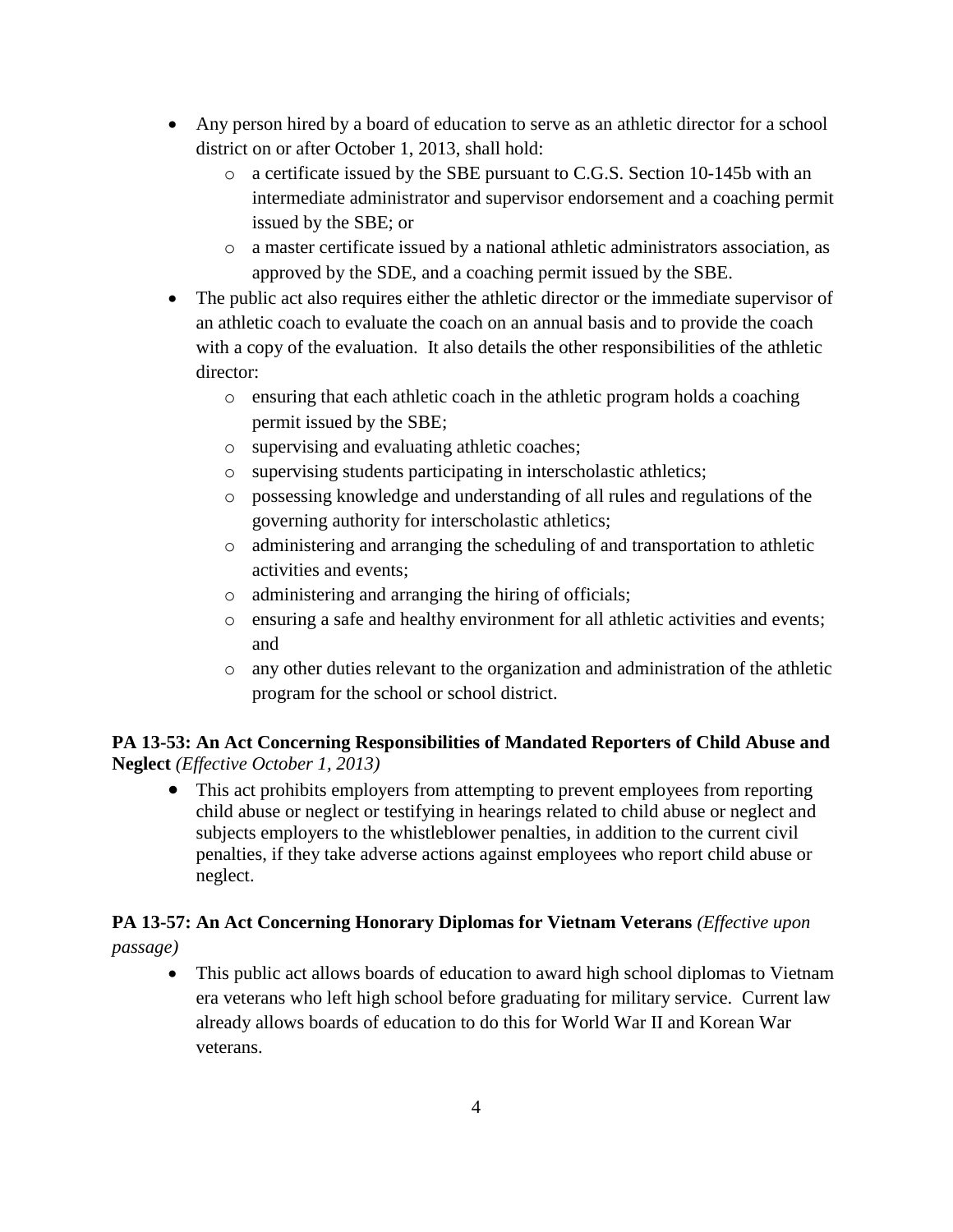- Any person hired by a board of education to serve as an athletic director for a school district on or after October 1, 2013, shall hold:
  - a certificate issued by the SBE pursuant to C.G.S. Section 10-145b with an intermediate administrator and supervisor endorsement and a coaching permit issued by the SBE; or
  - a master certificate issued by a national athletic administrators association, as approved by the SDE, and a coaching permit issued by the SBE.
- The public act also requires either the athletic director or the immediate supervisor of an athletic coach to evaluate the coach on an annual basis and to provide the coach with a copy of the evaluation. It also details the other responsibilities of the athletic director:
  - ensuring that each athletic coach in the athletic program holds a coaching permit issued by the SBE;
  - supervising and evaluating athletic coaches;
  - supervising students participating in interscholastic athletics;
  - possessing knowledge and understanding of all rules and regulations of the governing authority for interscholastic athletics;
  - administering and arranging the scheduling of and transportation to athletic activities and events;
  - administering and arranging the hiring of officials;
  - ensuring a safe and healthy environment for all athletic activities and events; and
  - any other duties relevant to the organization and administration of the athletic program for the school or school district.

**PA 13-53: An Act Concerning Responsibilities of Mandated Reporters of Child Abuse and Neglect** *(Effective October 1, 2013)*

- This act prohibits employers from attempting to prevent employees from reporting child abuse or neglect or testifying in hearings related to child abuse or neglect and subjects employers to the whistleblower penalties, in addition to the current civil penalties, if they take adverse actions against employees who report child abuse or neglect.

**PA 13-57: An Act Concerning Honorary Diplomas for Vietnam Veterans** *(Effective upon passage)*

- This public act allows boards of education to award high school diplomas to Vietnam era veterans who left high school before graduating for military service. Current law already allows boards of education to do this for World War II and Korean War veterans.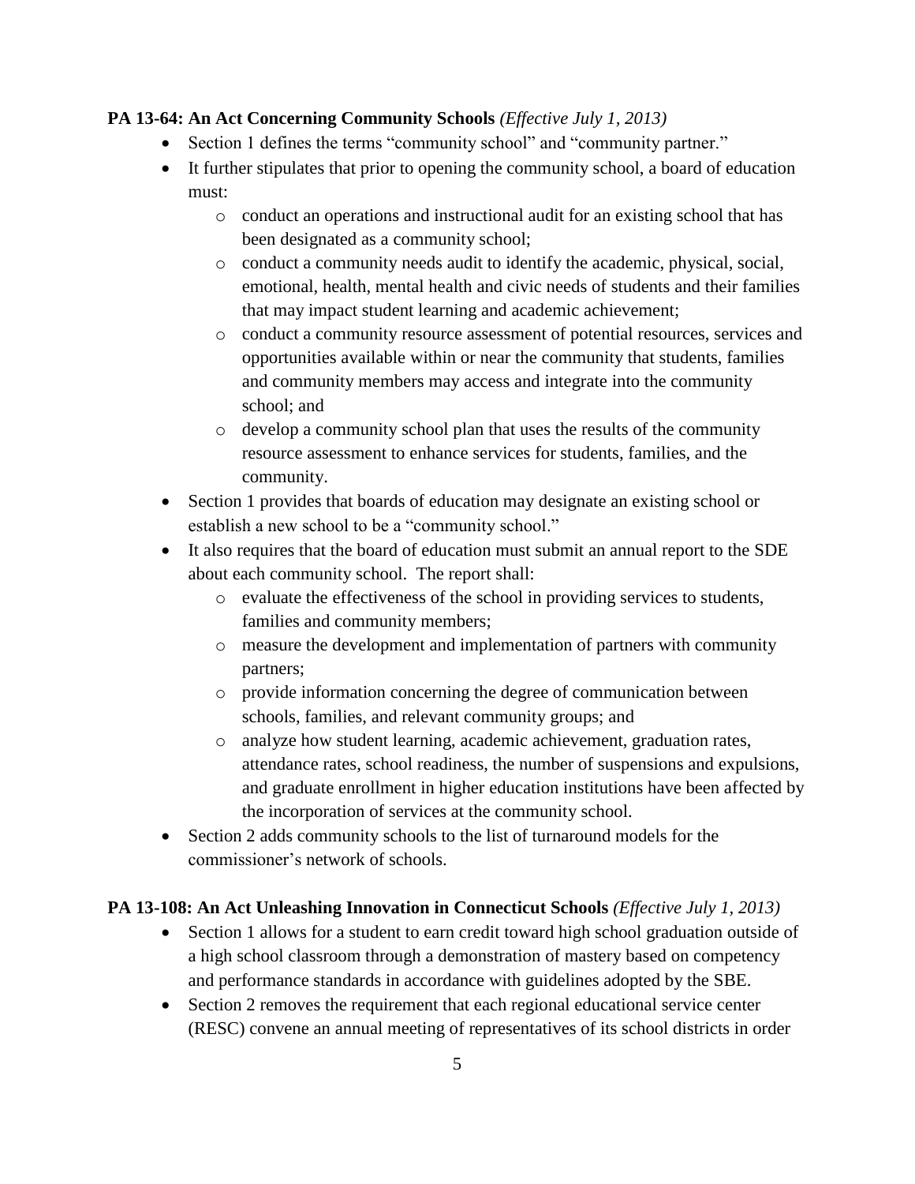**PA 13-64: An Act Concerning Community Schools** *(Effective July 1, 2013)*

- Section 1 defines the terms "community school" and "community partner."
- It further stipulates that prior to opening the community school, a board of education must:
  - conduct an operations and instructional audit for an existing school that has been designated as a community school;
  - conduct a community needs audit to identify the academic, physical, social, emotional, health, mental health and civic needs of students and their families that may impact student learning and academic achievement;
  - conduct a community resource assessment of potential resources, services and opportunities available within or near the community that students, families and community members may access and integrate into the community school; and
  - develop a community school plan that uses the results of the community resource assessment to enhance services for students, families, and the community.
- Section 1 provides that boards of education may designate an existing school or establish a new school to be a "community school."
- It also requires that the board of education must submit an annual report to the SDE about each community school. The report shall:
  - evaluate the effectiveness of the school in providing services to students, families and community members;
  - measure the development and implementation of partners with community partners;
  - provide information concerning the degree of communication between schools, families, and relevant community groups; and
  - analyze how student learning, academic achievement, graduation rates, attendance rates, school readiness, the number of suspensions and expulsions, and graduate enrollment in higher education institutions have been affected by the incorporation of services at the community school.
- Section 2 adds community schools to the list of turnaround models for the commissioner's network of schools.

**PA 13-108: An Act Unleashing Innovation in Connecticut Schools** *(Effective July 1, 2013)*

- Section 1 allows for a student to earn credit toward high school graduation outside of a high school classroom through a demonstration of mastery based on competency and performance standards in accordance with guidelines adopted by the SBE.
- Section 2 removes the requirement that each regional educational service center (RESC) convene an annual meeting of representatives of its school districts in order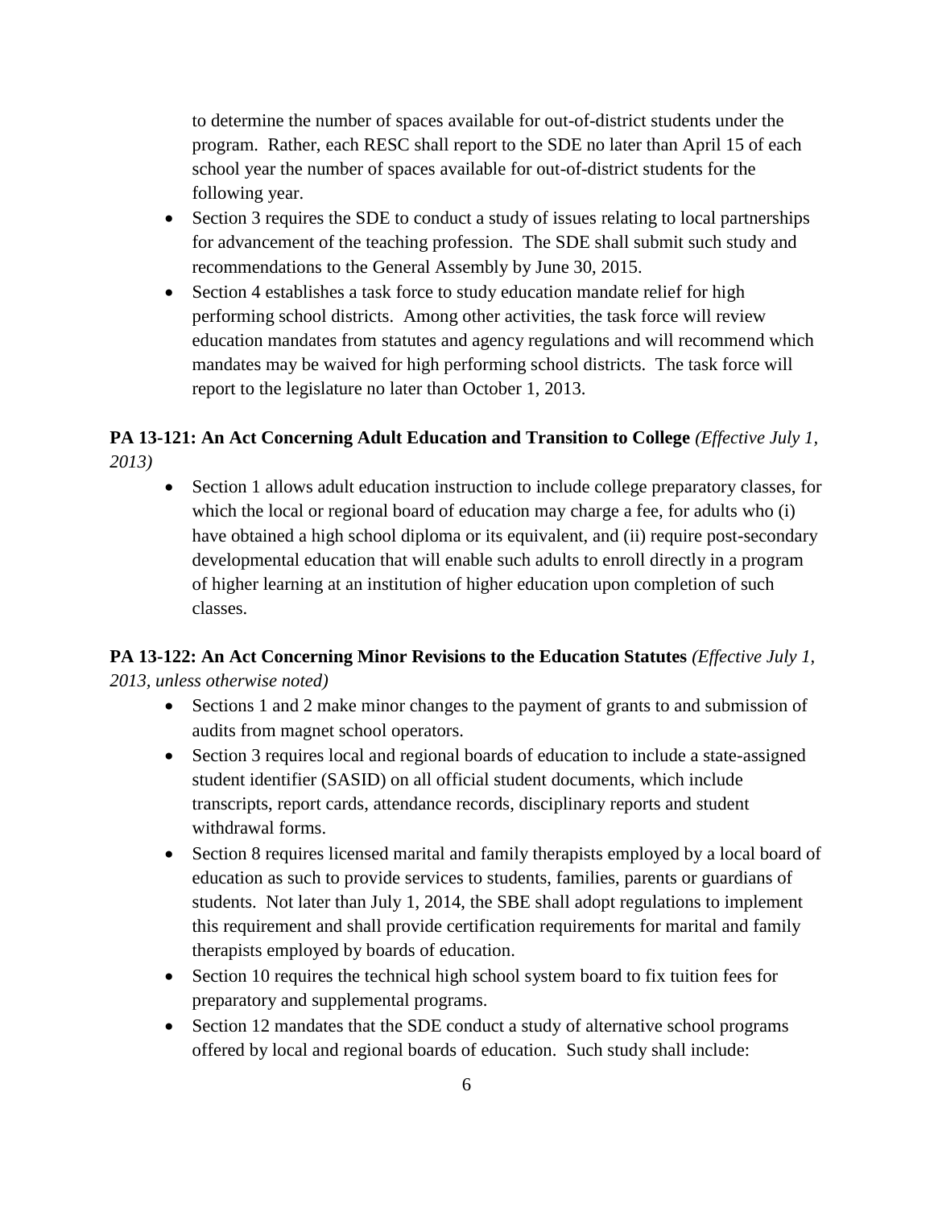to determine the number of spaces available for out-of-district students under the program. Rather, each RESC shall report to the SDE no later than April 15 of each school year the number of spaces available for out-of-district students for the following year.

- Section 3 requires the SDE to conduct a study of issues relating to local partnerships for advancement of the teaching profession. The SDE shall submit such study and recommendations to the General Assembly by June 30, 2015.
- Section 4 establishes a task force to study education mandate relief for high performing school districts. Among other activities, the task force will review education mandates from statutes and agency regulations and will recommend which mandates may be waived for high performing school districts. The task force will report to the legislature no later than October 1, 2013.

**PA 13-121: An Act Concerning Adult Education and Transition to College** *(Effective July 1, 2013)*

- Section 1 allows adult education instruction to include college preparatory classes, for which the local or regional board of education may charge a fee, for adults who (i) have obtained a high school diploma or its equivalent, and (ii) require post-secondary developmental education that will enable such adults to enroll directly in a program of higher learning at an institution of higher education upon completion of such classes.

**PA 13-122: An Act Concerning Minor Revisions to the Education Statutes** *(Effective July 1, 2013, unless otherwise noted)*

- Sections 1 and 2 make minor changes to the payment of grants to and submission of audits from magnet school operators.
- Section 3 requires local and regional boards of education to include a state-assigned student identifier (SASID) on all official student documents, which include transcripts, report cards, attendance records, disciplinary reports and student withdrawal forms.
- Section 8 requires licensed marital and family therapists employed by a local board of education as such to provide services to students, families, parents or guardians of students. Not later than July 1, 2014, the SBE shall adopt regulations to implement this requirement and shall provide certification requirements for marital and family therapists employed by boards of education.
- Section 10 requires the technical high school system board to fix tuition fees for preparatory and supplemental programs.
- Section 12 mandates that the SDE conduct a study of alternative school programs offered by local and regional boards of education. Such study shall include: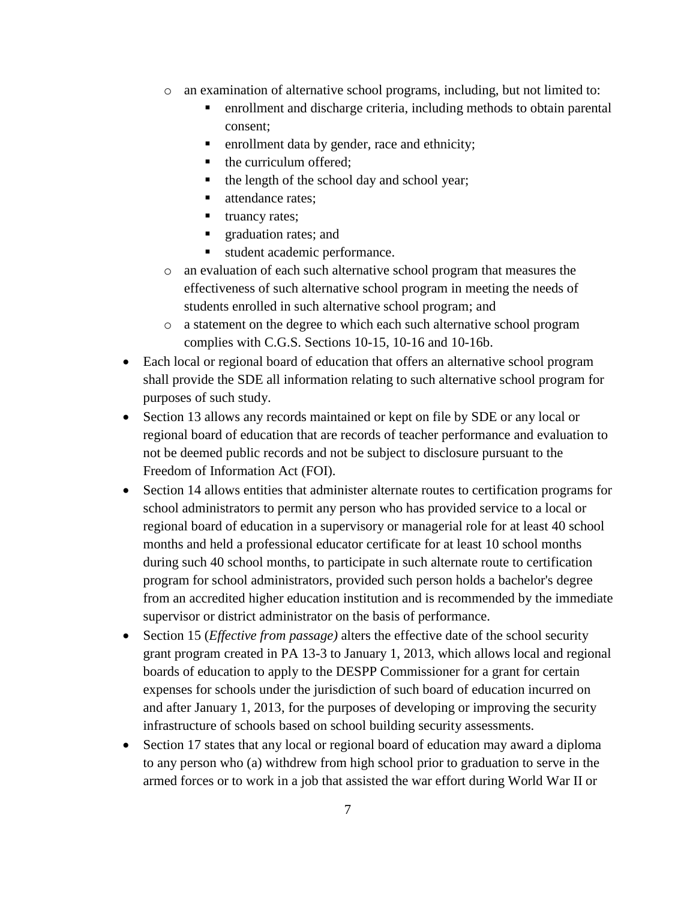- an examination of alternative school programs, including, but not limited to:
    - enrollment and discharge criteria, including methods to obtain parental consent;
    - enrollment data by gender, race and ethnicity;
    - the curriculum offered;
    - the length of the school day and school year;
    - attendance rates;
    - truancy rates;
    - graduation rates; and
    - student academic performance.
  - an evaluation of each such alternative school program that measures the effectiveness of such alternative school program in meeting the needs of students enrolled in such alternative school program; and
  - a statement on the degree to which each such alternative school program complies with C.G.S. Sections 10-15, 10-16 and 10-16b.
- Each local or regional board of education that offers an alternative school program shall provide the SDE all information relating to such alternative school program for purposes of such study.
- Section 13 allows any records maintained or kept on file by SDE or any local or regional board of education that are records of teacher performance and evaluation to not be deemed public records and not be subject to disclosure pursuant to the Freedom of Information Act (FOI).
- Section 14 allows entities that administer alternate routes to certification programs for school administrators to permit any person who has provided service to a local or regional board of education in a supervisory or managerial role for at least 40 school months and held a professional educator certificate for at least 10 school months during such 40 school months, to participate in such alternate route to certification program for school administrators, provided such person holds a bachelor's degree from an accredited higher education institution and is recommended by the immediate supervisor or district administrator on the basis of performance.
- Section 15 (*Effective from passage)* alters the effective date of the school security grant program created in PA 13-3 to January 1, 2013, which allows local and regional boards of education to apply to the DESPP Commissioner for a grant for certain expenses for schools under the jurisdiction of such board of education incurred on and after January 1, 2013, for the purposes of developing or improving the security infrastructure of schools based on school building security assessments.
- Section 17 states that any local or regional board of education may award a diploma to any person who (a) withdrew from high school prior to graduation to serve in the armed forces or to work in a job that assisted the war effort during World War II or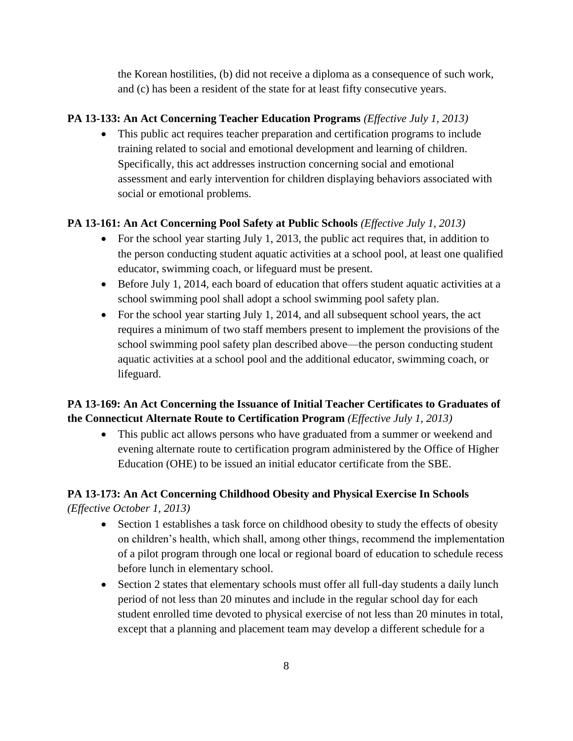the Korean hostilities, (b) did not receive a diploma as a consequence of such work, and (c) has been a resident of the state for at least fifty consecutive years.

**PA 13-133: An Act Concerning Teacher Education Programs** *(Effective July 1, 2013)*

- This public act requires teacher preparation and certification programs to include training related to social and emotional development and learning of children. Specifically, this act addresses instruction concerning social and emotional assessment and early intervention for children displaying behaviors associated with social or emotional problems.

**PA 13-161: An Act Concerning Pool Safety at Public Schools** *(Effective July 1, 2013)*

- For the school year starting July 1, 2013, the public act requires that, in addition to the person conducting student aquatic activities at a school pool, at least one qualified educator, swimming coach, or lifeguard must be present.
- Before July 1, 2014, each board of education that offers student aquatic activities at a school swimming pool shall adopt a school swimming pool safety plan.
- For the school year starting July 1, 2014, and all subsequent school years, the act requires a minimum of two staff members present to implement the provisions of the school swimming pool safety plan described above—the person conducting student aquatic activities at a school pool and the additional educator, swimming coach, or lifeguard.

**PA 13-169: An Act Concerning the Issuance of Initial Teacher Certificates to Graduates of the Connecticut Alternate Route to Certification Program** *(Effective July 1, 2013)*

- This public act allows persons who have graduated from a summer or weekend and evening alternate route to certification program administered by the Office of Higher Education (OHE) to be issued an initial educator certificate from the SBE.

**PA 13-173: An Act Concerning Childhood Obesity and Physical Exercise In Schools** *(Effective October 1, 2013)*

- Section 1 establishes a task force on childhood obesity to study the effects of obesity on children's health, which shall, among other things, recommend the implementation of a pilot program through one local or regional board of education to schedule recess before lunch in elementary school.
- Section 2 states that elementary schools must offer all full-day students a daily lunch period of not less than 20 minutes and include in the regular school day for each student enrolled time devoted to physical exercise of not less than 20 minutes in total, except that a planning and placement team may develop a different schedule for a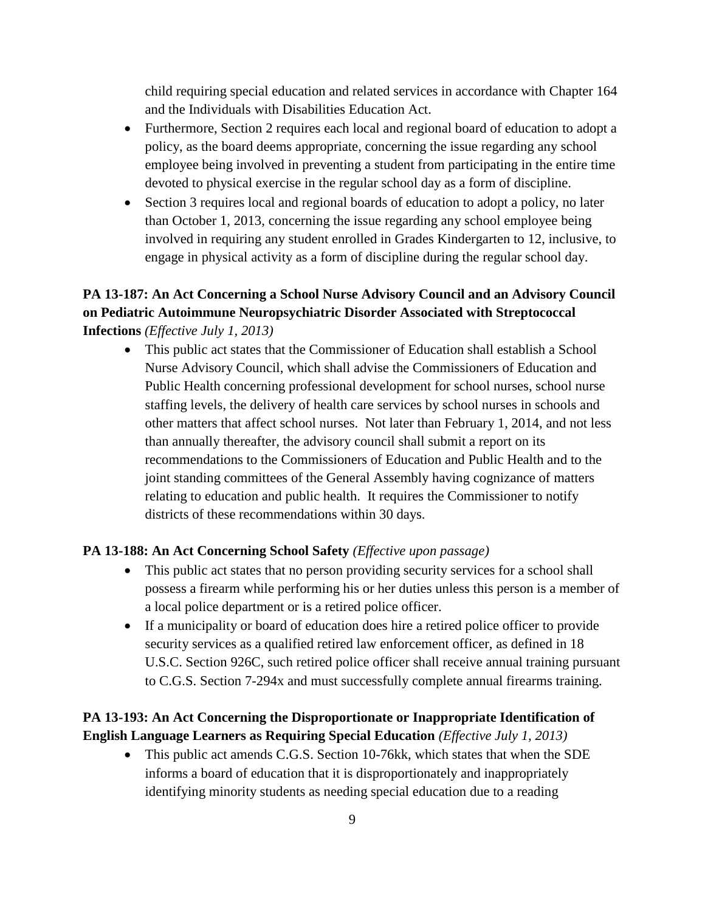child requiring special education and related services in accordance with Chapter 164 and the Individuals with Disabilities Education Act.

- Furthermore, Section 2 requires each local and regional board of education to adopt a policy, as the board deems appropriate, concerning the issue regarding any school employee being involved in preventing a student from participating in the entire time devoted to physical exercise in the regular school day as a form of discipline.
- Section 3 requires local and regional boards of education to adopt a policy, no later than October 1, 2013, concerning the issue regarding any school employee being involved in requiring any student enrolled in Grades Kindergarten to 12, inclusive, to engage in physical activity as a form of discipline during the regular school day.

**PA 13-187: An Act Concerning a School Nurse Advisory Council and an Advisory Council on Pediatric Autoimmune Neuropsychiatric Disorder Associated with Streptococcal Infections** *(Effective July 1, 2013)*

- This public act states that the Commissioner of Education shall establish a School Nurse Advisory Council, which shall advise the Commissioners of Education and Public Health concerning professional development for school nurses, school nurse staffing levels, the delivery of health care services by school nurses in schools and other matters that affect school nurses. Not later than February 1, 2014, and not less than annually thereafter, the advisory council shall submit a report on its recommendations to the Commissioners of Education and Public Health and to the joint standing committees of the General Assembly having cognizance of matters relating to education and public health. It requires the Commissioner to notify districts of these recommendations within 30 days.

**PA 13-188: An Act Concerning School Safety** *(Effective upon passage)*

- This public act states that no person providing security services for a school shall possess a firearm while performing his or her duties unless this person is a member of a local police department or is a retired police officer.
- If a municipality or board of education does hire a retired police officer to provide security services as a qualified retired law enforcement officer, as defined in 18 U.S.C. Section 926C, such retired police officer shall receive annual training pursuant to C.G.S. Section 7-294x and must successfully complete annual firearms training.

**PA 13-193: An Act Concerning the Disproportionate or Inappropriate Identification of English Language Learners as Requiring Special Education** *(Effective July 1, 2013)*

- This public act amends C.G.S. Section 10-76kk, which states that when the SDE informs a board of education that it is disproportionately and inappropriately identifying minority students as needing special education due to a reading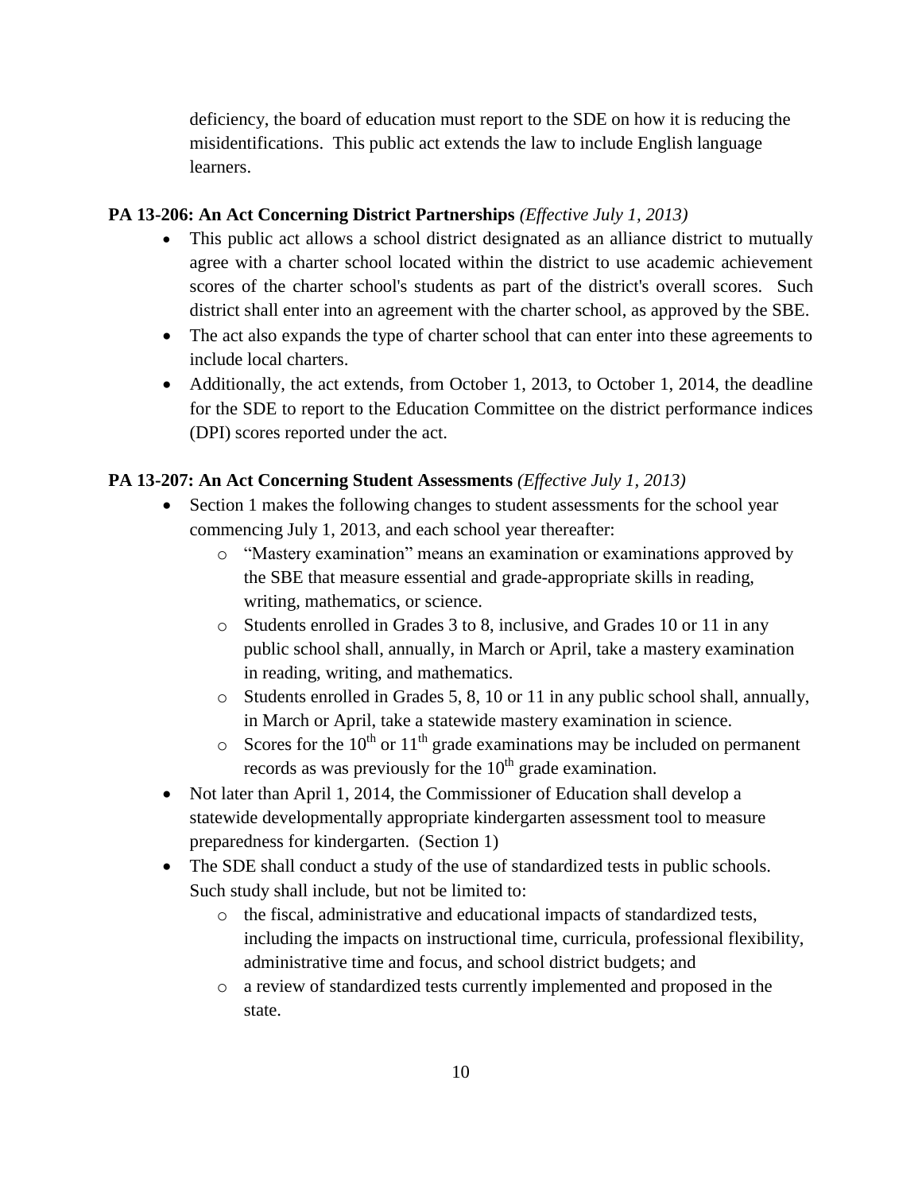deficiency, the board of education must report to the SDE on how it is reducing the misidentifications. This public act extends the law to include English language learners.

**PA 13-206: An Act Concerning District Partnerships** *(Effective July 1, 2013)*

- This public act allows a school district designated as an alliance district to mutually agree with a charter school located within the district to use academic achievement scores of the charter school's students as part of the district's overall scores. Such district shall enter into an agreement with the charter school, as approved by the SBE.
- The act also expands the type of charter school that can enter into these agreements to include local charters.
- Additionally, the act extends, from October 1, 2013, to October 1, 2014, the deadline for the SDE to report to the Education Committee on the district performance indices (DPI) scores reported under the act.

**PA 13-207: An Act Concerning Student Assessments** *(Effective July 1, 2013)*

- Section 1 makes the following changes to student assessments for the school year commencing July 1, 2013, and each school year thereafter:
  - "Mastery examination" means an examination or examinations approved by the SBE that measure essential and grade-appropriate skills in reading, writing, mathematics, or science.
  - Students enrolled in Grades 3 to 8, inclusive, and Grades 10 or 11 in any public school shall, annually, in March or April, take a mastery examination in reading, writing, and mathematics.
  - Students enrolled in Grades 5, 8, 10 or 11 in any public school shall, annually, in March or April, take a statewide mastery examination in science.
  - Scores for the 10th or 11th grade examinations may be included on permanent records as was previously for the 10th grade examination.
- Not later than April 1, 2014, the Commissioner of Education shall develop a statewide developmentally appropriate kindergarten assessment tool to measure preparedness for kindergarten. (Section 1)
- The SDE shall conduct a study of the use of standardized tests in public schools. Such study shall include, but not be limited to:
  - the fiscal, administrative and educational impacts of standardized tests, including the impacts on instructional time, curricula, professional flexibility, administrative time and focus, and school district budgets; and
  - a review of standardized tests currently implemented and proposed in the state.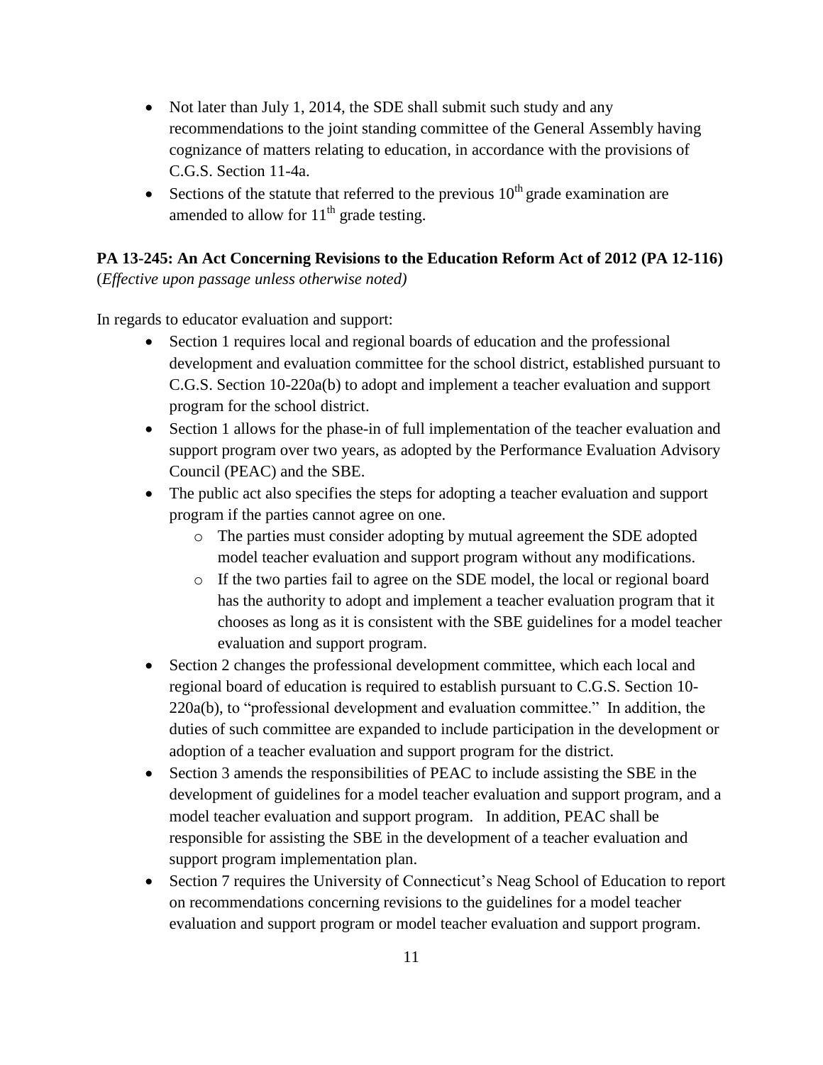- Not later than July 1, 2014, the SDE shall submit such study and any recommendations to the joint standing committee of the General Assembly having cognizance of matters relating to education, in accordance with the provisions of C.G.S. Section 11-4a.
- Sections of the statute that referred to the previous 10th grade examination are amended to allow for 11th grade testing.

**PA 13-245: An Act Concerning Revisions to the Education Reform Act of 2012 (PA 12-116)**
(*Effective upon passage unless otherwise noted)*

In regards to educator evaluation and support:

- Section 1 requires local and regional boards of education and the professional development and evaluation committee for the school district, established pursuant to C.G.S. Section 10-220a(b) to adopt and implement a teacher evaluation and support program for the school district.
- Section 1 allows for the phase-in of full implementation of the teacher evaluation and support program over two years, as adopted by the Performance Evaluation Advisory Council (PEAC) and the SBE.
- The public act also specifies the steps for adopting a teacher evaluation and support program if the parties cannot agree on one.
    - The parties must consider adopting by mutual agreement the SDE adopted model teacher evaluation and support program without any modifications.
    - If the two parties fail to agree on the SDE model, the local or regional board has the authority to adopt and implement a teacher evaluation program that it chooses as long as it is consistent with the SBE guidelines for a model teacher evaluation and support program.
- Section 2 changes the professional development committee, which each local and regional board of education is required to establish pursuant to C.G.S. Section 10-220a(b), to "professional development and evaluation committee." In addition, the duties of such committee are expanded to include participation in the development or adoption of a teacher evaluation and support program for the district.
- Section 3 amends the responsibilities of PEAC to include assisting the SBE in the development of guidelines for a model teacher evaluation and support program, and a model teacher evaluation and support program. In addition, PEAC shall be responsible for assisting the SBE in the development of a teacher evaluation and support program implementation plan.
- Section 7 requires the University of Connecticut's Neag School of Education to report on recommendations concerning revisions to the guidelines for a model teacher evaluation and support program or model teacher evaluation and support program.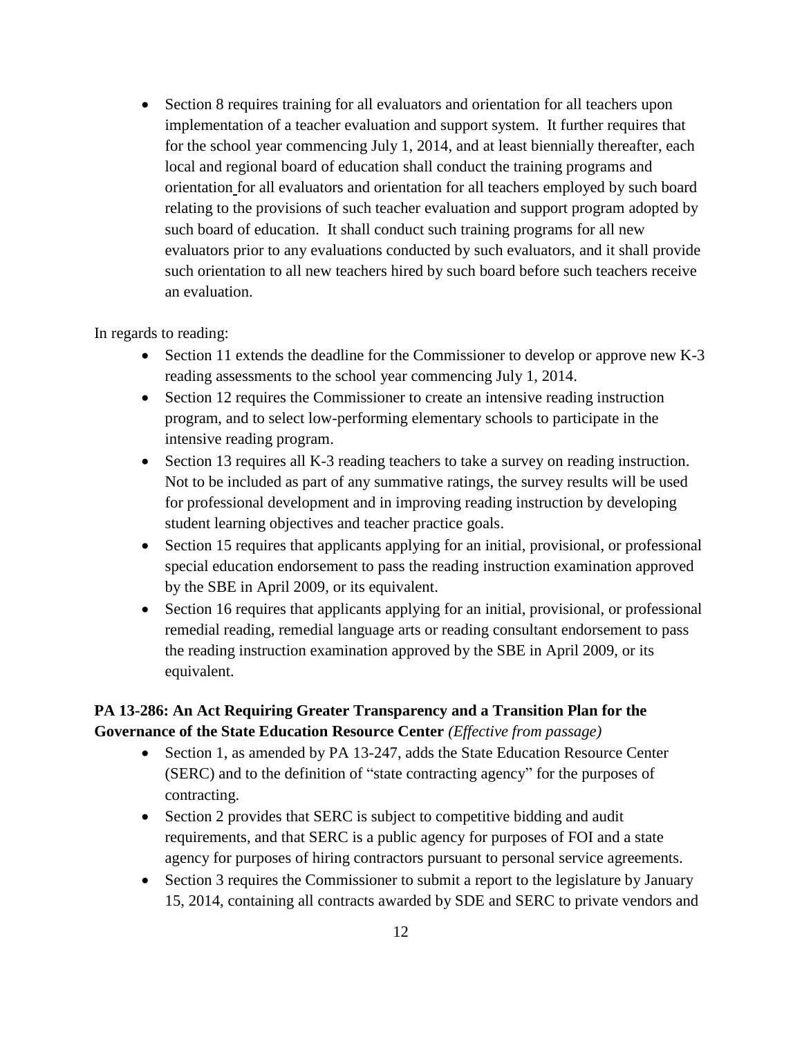- Section 8 requires training for all evaluators and orientation for all teachers upon implementation of a teacher evaluation and support system. It further requires that for the school year commencing July 1, 2014, and at least biennially thereafter, each local and regional board of education shall conduct the training programs and orientation for all evaluators and orientation for all teachers employed by such board relating to the provisions of such teacher evaluation and support program adopted by such board of education. It shall conduct such training programs for all new evaluators prior to any evaluations conducted by such evaluators, and it shall provide such orientation to all new teachers hired by such board before such teachers receive an evaluation.

In regards to reading:

- Section 11 extends the deadline for the Commissioner to develop or approve new K-3 reading assessments to the school year commencing July 1, 2014.
- Section 12 requires the Commissioner to create an intensive reading instruction program, and to select low-performing elementary schools to participate in the intensive reading program.
- Section 13 requires all K-3 reading teachers to take a survey on reading instruction. Not to be included as part of any summative ratings, the survey results will be used for professional development and in improving reading instruction by developing student learning objectives and teacher practice goals.
- Section 15 requires that applicants applying for an initial, provisional, or professional special education endorsement to pass the reading instruction examination approved by the SBE in April 2009, or its equivalent.
- Section 16 requires that applicants applying for an initial, provisional, or professional remedial reading, remedial language arts or reading consultant endorsement to pass the reading instruction examination approved by the SBE in April 2009, or its equivalent.

**PA 13-286: An Act Requiring Greater Transparency and a Transition Plan for the Governance of the State Education Resource Center** *(Effective from passage)*

- Section 1, as amended by PA 13-247, adds the State Education Resource Center (SERC) and to the definition of "state contracting agency" for the purposes of contracting.
- Section 2 provides that SERC is subject to competitive bidding and audit requirements, and that SERC is a public agency for purposes of FOI and a state agency for purposes of hiring contractors pursuant to personal service agreements.
- Section 3 requires the Commissioner to submit a report to the legislature by January 15, 2014, containing all contracts awarded by SDE and SERC to private vendors and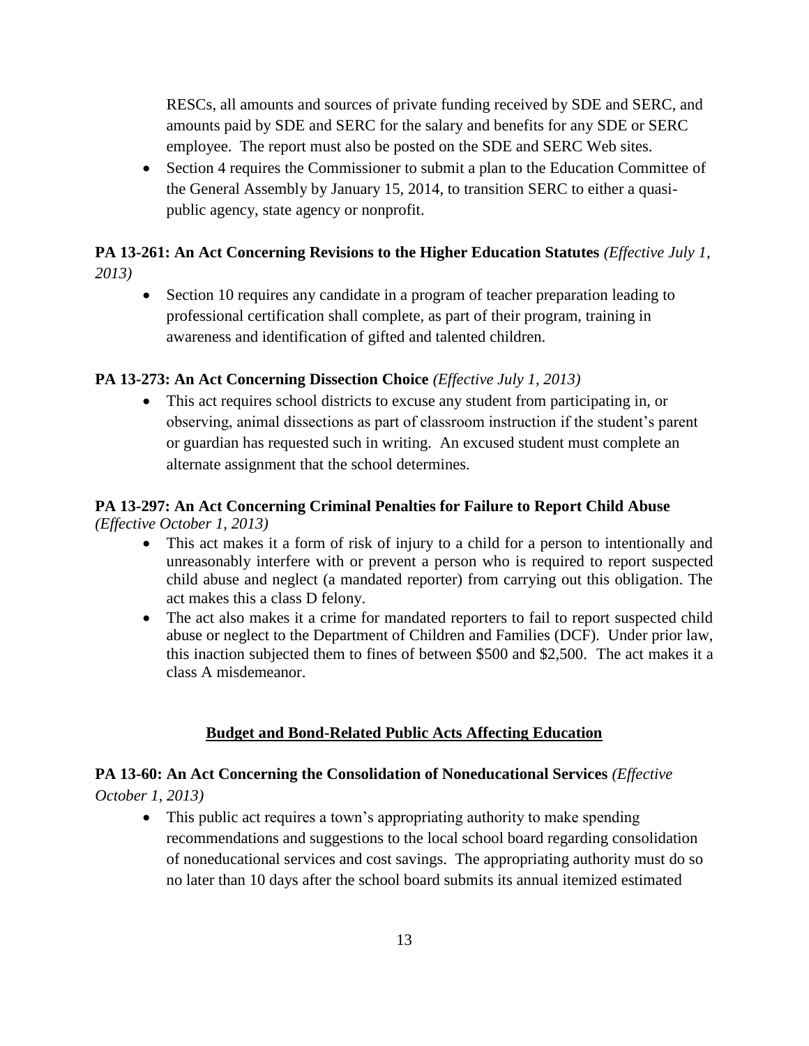RESCs, all amounts and sources of private funding received by SDE and SERC, and amounts paid by SDE and SERC for the salary and benefits for any SDE or SERC employee. The report must also be posted on the SDE and SERC Web sites.

- Section 4 requires the Commissioner to submit a plan to the Education Committee of the General Assembly by January 15, 2014, to transition SERC to either a quasi-public agency, state agency or nonprofit.

**PA 13-261: An Act Concerning Revisions to the Higher Education Statutes** *(Effective July 1, 2013)*

- Section 10 requires any candidate in a program of teacher preparation leading to professional certification shall complete, as part of their program, training in awareness and identification of gifted and talented children.

**PA 13-273: An Act Concerning Dissection Choice** *(Effective July 1, 2013)*

- This act requires school districts to excuse any student from participating in, or observing, animal dissections as part of classroom instruction if the student's parent or guardian has requested such in writing. An excused student must complete an alternate assignment that the school determines.

**PA 13-297: An Act Concerning Criminal Penalties for Failure to Report Child Abuse** *(Effective October 1, 2013)*

- This act makes it a form of risk of injury to a child for a person to intentionally and unreasonably interfere with or prevent a person who is required to report suspected child abuse and neglect (a mandated reporter) from carrying out this obligation. The act makes this a class D felony.
- The act also makes it a crime for mandated reporters to fail to report suspected child abuse or neglect to the Department of Children and Families (DCF). Under prior law, this inaction subjected them to fines of between \$500 and \$2,500. The act makes it a class A misdemeanor.

## Budget and Bond-Related Public Acts Affecting Education

**PA 13-60: An Act Concerning the Consolidation of Noneducational Services** *(Effective October 1, 2013)*

- This public act requires a town's appropriating authority to make spending recommendations and suggestions to the local school board regarding consolidation of noneducational services and cost savings. The appropriating authority must do so no later than 10 days after the school board submits its annual itemized estimated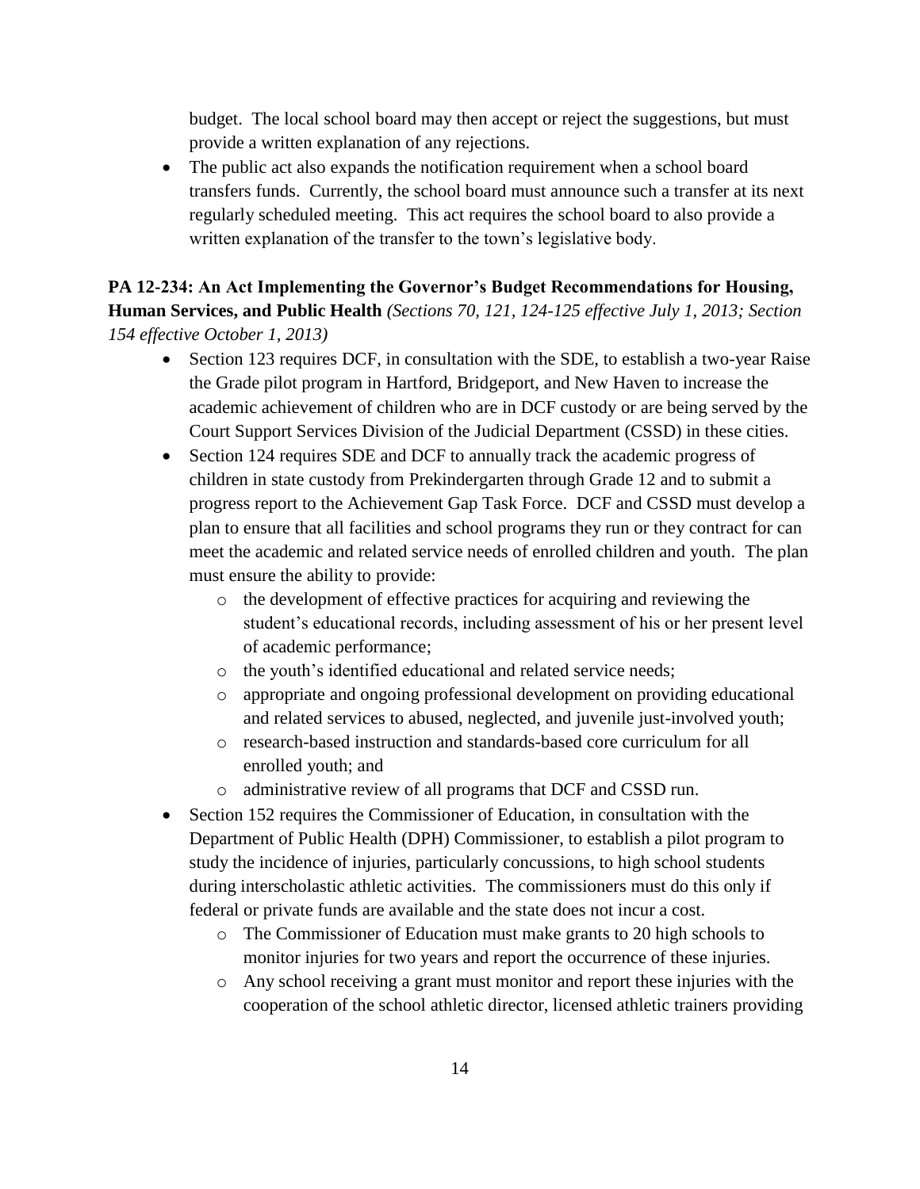budget. The local school board may then accept or reject the suggestions, but must provide a written explanation of any rejections.

- The public act also expands the notification requirement when a school board transfers funds. Currently, the school board must announce such a transfer at its next regularly scheduled meeting. This act requires the school board to also provide a written explanation of the transfer to the town's legislative body.

**PA 12-234: An Act Implementing the Governor's Budget Recommendations for Housing, Human Services, and Public Health** *(Sections 70, 121, 124-125 effective July 1, 2013; Section 154 effective October 1, 2013)*

- Section 123 requires DCF, in consultation with the SDE, to establish a two-year Raise the Grade pilot program in Hartford, Bridgeport, and New Haven to increase the academic achievement of children who are in DCF custody or are being served by the Court Support Services Division of the Judicial Department (CSSD) in these cities.
- Section 124 requires SDE and DCF to annually track the academic progress of children in state custody from Prekindergarten through Grade 12 and to submit a progress report to the Achievement Gap Task Force. DCF and CSSD must develop a plan to ensure that all facilities and school programs they run or they contract for can meet the academic and related service needs of enrolled children and youth. The plan must ensure the ability to provide:
  - the development of effective practices for acquiring and reviewing the student's educational records, including assessment of his or her present level of academic performance;
  - the youth's identified educational and related service needs;
  - appropriate and ongoing professional development on providing educational and related services to abused, neglected, and juvenile just-involved youth;
  - research-based instruction and standards-based core curriculum for all enrolled youth; and
  - administrative review of all programs that DCF and CSSD run.
- Section 152 requires the Commissioner of Education, in consultation with the Department of Public Health (DPH) Commissioner, to establish a pilot program to study the incidence of injuries, particularly concussions, to high school students during interscholastic athletic activities. The commissioners must do this only if federal or private funds are available and the state does not incur a cost.
  - The Commissioner of Education must make grants to 20 high schools to monitor injuries for two years and report the occurrence of these injuries.
  - Any school receiving a grant must monitor and report these injuries with the cooperation of the school athletic director, licensed athletic trainers providing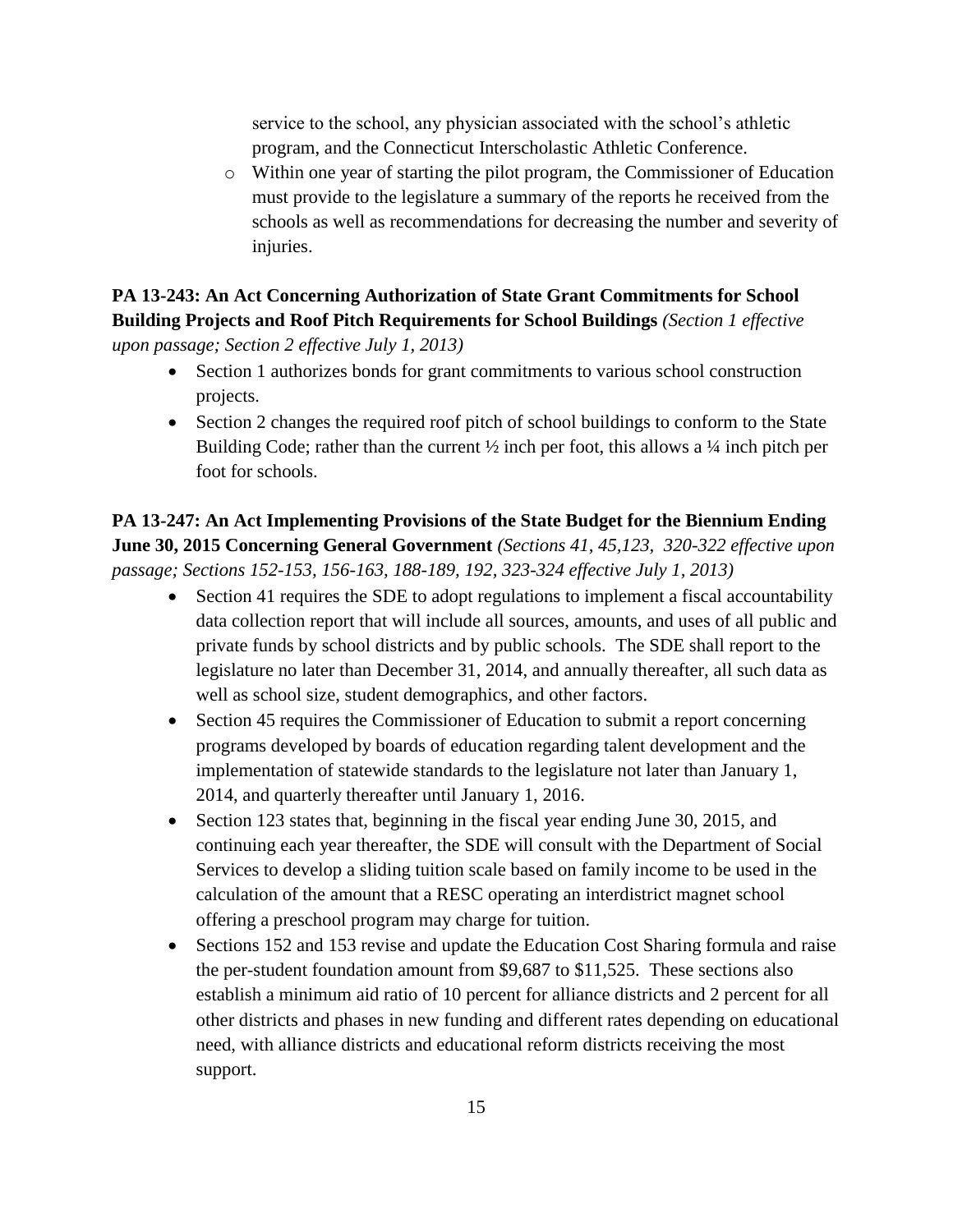service to the school, any physician associated with the school's athletic program, and the Connecticut Interscholastic Athletic Conference.

- Within one year of starting the pilot program, the Commissioner of Education must provide to the legislature a summary of the reports he received from the schools as well as recommendations for decreasing the number and severity of injuries.

**PA 13-243: An Act Concerning Authorization of State Grant Commitments for School Building Projects and Roof Pitch Requirements for School Buildings** *(Section 1 effective upon passage; Section 2 effective July 1, 2013)*

- Section 1 authorizes bonds for grant commitments to various school construction projects.
- Section 2 changes the required roof pitch of school buildings to conform to the State Building Code; rather than the current ½ inch per foot, this allows a ¼ inch pitch per foot for schools.

**PA 13-247: An Act Implementing Provisions of the State Budget for the Biennium Ending June 30, 2015 Concerning General Government** *(Sections 41, 45,123, 320-322 effective upon passage; Sections 152-153, 156-163, 188-189, 192, 323-324 effective July 1, 2013)*

- Section 41 requires the SDE to adopt regulations to implement a fiscal accountability data collection report that will include all sources, amounts, and uses of all public and private funds by school districts and by public schools. The SDE shall report to the legislature no later than December 31, 2014, and annually thereafter, all such data as well as school size, student demographics, and other factors.
- Section 45 requires the Commissioner of Education to submit a report concerning programs developed by boards of education regarding talent development and the implementation of statewide standards to the legislature not later than January 1, 2014, and quarterly thereafter until January 1, 2016.
- Section 123 states that, beginning in the fiscal year ending June 30, 2015, and continuing each year thereafter, the SDE will consult with the Department of Social Services to develop a sliding tuition scale based on family income to be used in the calculation of the amount that a RESC operating an interdistrict magnet school offering a preschool program may charge for tuition.
- Sections 152 and 153 revise and update the Education Cost Sharing formula and raise the per-student foundation amount from $9,687 to $11,525. These sections also establish a minimum aid ratio of 10 percent for alliance districts and 2 percent for all other districts and phases in new funding and different rates depending on educational need, with alliance districts and educational reform districts receiving the most support.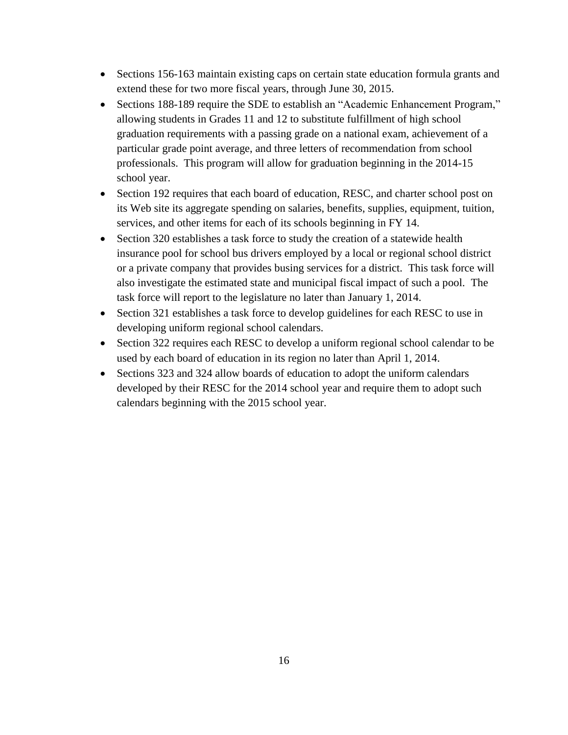- Sections 156-163 maintain existing caps on certain state education formula grants and extend these for two more fiscal years, through June 30, 2015.
- Sections 188-189 require the SDE to establish an "Academic Enhancement Program," allowing students in Grades 11 and 12 to substitute fulfillment of high school graduation requirements with a passing grade on a national exam, achievement of a particular grade point average, and three letters of recommendation from school professionals. This program will allow for graduation beginning in the 2014-15 school year.
- Section 192 requires that each board of education, RESC, and charter school post on its Web site its aggregate spending on salaries, benefits, supplies, equipment, tuition, services, and other items for each of its schools beginning in FY 14.
- Section 320 establishes a task force to study the creation of a statewide health insurance pool for school bus drivers employed by a local or regional school district or a private company that provides busing services for a district. This task force will also investigate the estimated state and municipal fiscal impact of such a pool. The task force will report to the legislature no later than January 1, 2014.
- Section 321 establishes a task force to develop guidelines for each RESC to use in developing uniform regional school calendars.
- Section 322 requires each RESC to develop a uniform regional school calendar to be used by each board of education in its region no later than April 1, 2014.
- Sections 323 and 324 allow boards of education to adopt the uniform calendars developed by their RESC for the 2014 school year and require them to adopt such calendars beginning with the 2015 school year.